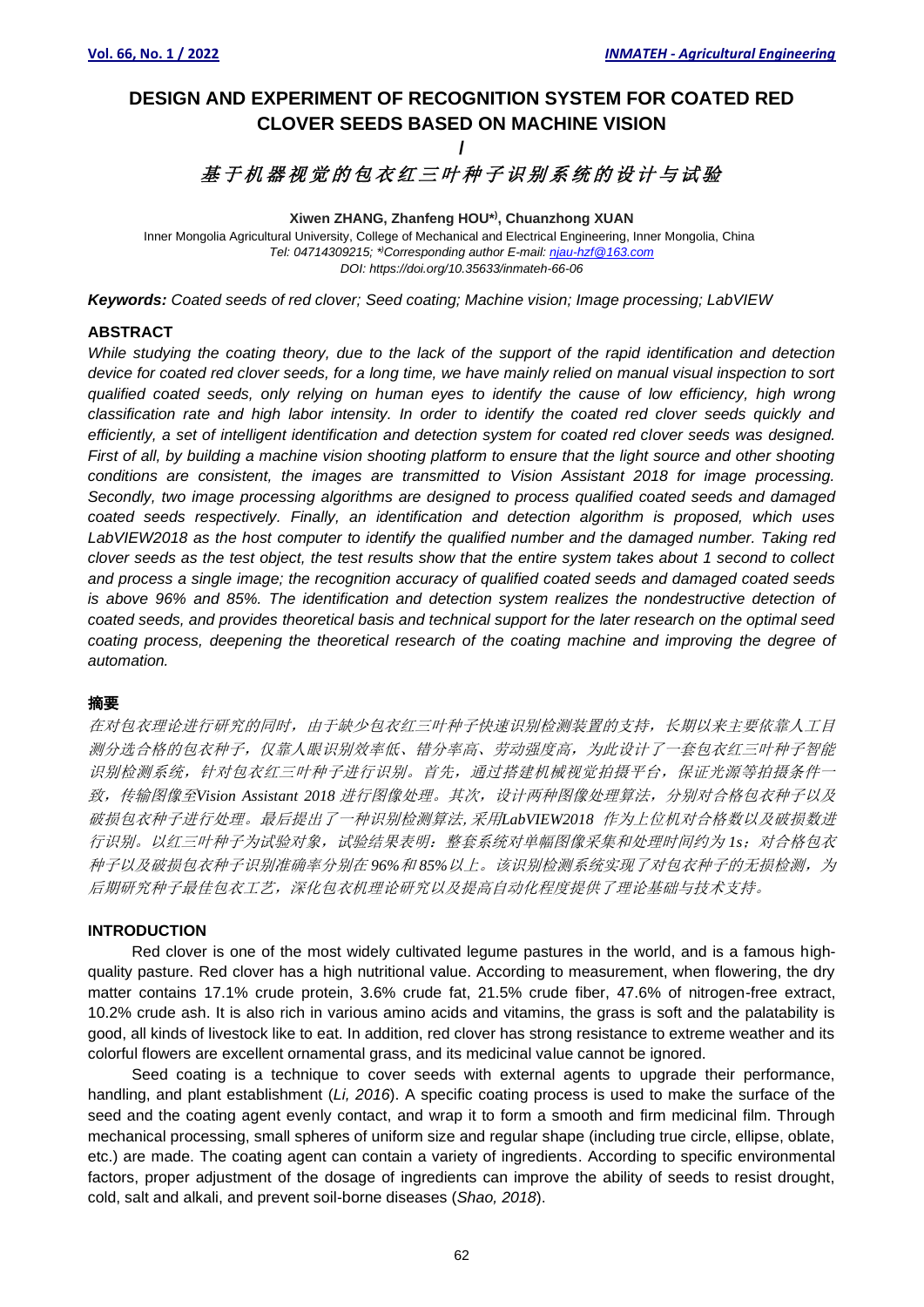# DESIGN AND EXPERIMENT OF RECOGNITION SYSTEM FOR COATED RED CLOVER SEEDS BASED ON MACHINE VISION

/

# *基于机器视觉的包衣红三叶种子识别系统的设计与试验*

**Xiwen ZHANG, Zhanfeng HOU*), Chuanzhong XUAN**

Inner Mongolia Agricultural University, College of Mechanical and Electrical Engineering, Inner Mongolia, China
*Tel: 04714309215; *)Corresponding author E-mail: njau-hzf@163.com*
*DOI: https://doi.org/10.35633/inmateh-66-06*

***Keywords:*** *Coated seeds of red clover; Seed coating; Machine vision; Image processing; LabVIEW*

## ABSTRACT

*While studying the coating theory, due to the lack of the support of the rapid identification and detection device for coated red clover seeds, for a long time, we have mainly relied on manual visual inspection to sort qualified coated seeds, only relying on human eyes to identify the cause of low efficiency, high wrong classification rate and high labor intensity. In order to identify the coated red clover seeds quickly and efficiently, a set of intelligent identification and detection system for coated red clover seeds was designed. First of all, by building a machine vision shooting platform to ensure that the light source and other shooting conditions are consistent, the images are transmitted to Vision Assistant 2018 for image processing. Secondly, two image processing algorithms are designed to process qualified coated seeds and damaged coated seeds respectively. Finally, an identification and detection algorithm is proposed, which uses LabVIEW2018 as the host computer to identify the qualified number and the damaged number. Taking red clover seeds as the test object, the test results show that the entire system takes about 1 second to collect and process a single image; the recognition accuracy of qualified coated seeds and damaged coated seeds is above 96% and 85%. The identification and detection system realizes the nondestructive detection of coated seeds, and provides theoretical basis and technical support for the later research on the optimal seed coating process, deepening the theoretical research of the coating machine and improving the degree of automation.*

## 摘要

*在对包衣理论进行研究的同时，由于缺少包衣红三叶种子快速识别检测装置的支持，长期以来主要依靠人工目测分选合格的包衣种子，仅靠人眼识别效率低、错分率高、劳动强度高，为此设计了一套包衣红三叶种子智能识别检测系统，针对包衣红三叶种子进行识别。首先，通过搭建机械视觉拍摄平台，保证光源等拍摄条件一致，传输图像至Vision Assistant 2018 进行图像处理。其次，设计两种图像处理算法，分别对合格包衣种子以及破损包衣种子进行处理。最后提出了一种识别检测算法，采用LabVIEW2018 作为上位机对合格数以及破损数进行识别。以红三叶种子为试验对象，试验结果表明：整套系统对单幅图像采集和处理时间约为 1s；对合格包衣种子以及破损包衣种子识别准确率分别在 96%和 85%以上。该识别检测系统实现了对包衣种子的无损检测，为后期研究种子最佳包衣工艺，深化包衣机理论研究以及提高自动化程度提供了理论基础与技术支持。*

## INTRODUCTION

Red clover is one of the most widely cultivated legume pastures in the world, and is a famous high-quality pasture. Red clover has a high nutritional value. According to measurement, when flowering, the dry matter contains 17.1% crude protein, 3.6% crude fat, 21.5% crude fiber, 47.6% of nitrogen-free extract, 10.2% crude ash. It is also rich in various amino acids and vitamins, the grass is soft and the palatability is good, all kinds of livestock like to eat. In addition, red clover has strong resistance to extreme weather and its colorful flowers are excellent ornamental grass, and its medicinal value cannot be ignored.

Seed coating is a technique to cover seeds with external agents to upgrade their performance, handling, and plant establishment (*Li, 2016*). A specific coating process is used to make the surface of the seed and the coating agent evenly contact, and wrap it to form a smooth and firm medicinal film. Through mechanical processing, small spheres of uniform size and regular shape (including true circle, ellipse, oblate, etc.) are made. The coating agent can contain a variety of ingredients. According to specific environmental factors, proper adjustment of the dosage of ingredients can improve the ability of seeds to resist drought, cold, salt and alkali, and prevent soil-borne diseases (*Shao, 2018*).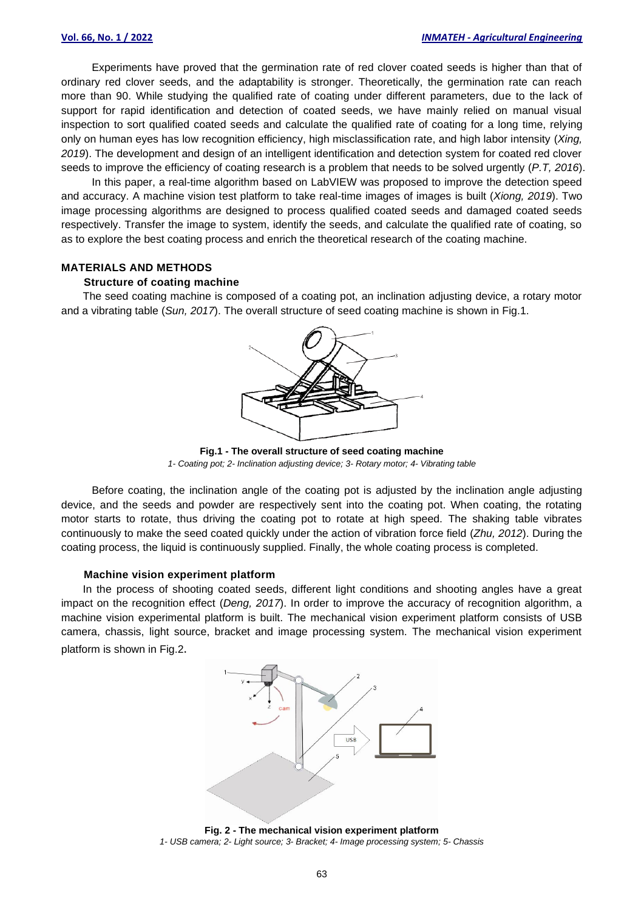Experiments have proved that the germination rate of red clover coated seeds is higher than that of ordinary red clover seeds, and the adaptability is stronger. Theoretically, the germination rate can reach more than 90. While studying the qualified rate of coating under different parameters, due to the lack of support for rapid identification and detection of coated seeds, we have mainly relied on manual visual inspection to sort qualified coated seeds and calculate the qualified rate of coating for a long time, relying only on human eyes has low recognition efficiency, high misclassification rate, and high labor intensity (*Xing, 2019*). The development and design of an intelligent identification and detection system for coated red clover seeds to improve the efficiency of coating research is a problem that needs to be solved urgently (*P.T, 2016*).

In this paper, a real-time algorithm based on LabVIEW was proposed to improve the detection speed and accuracy. A machine vision test platform to take real-time images of images is built (*Xiong, 2019*). Two image processing algorithms are designed to process qualified coated seeds and damaged coated seeds respectively. Transfer the image to system, identify the seeds, and calculate the qualified rate of coating, so as to explore the best coating process and enrich the theoretical research of the coating machine.

## MATERIALS AND METHODS

### Structure of coating machine

The seed coating machine is composed of a coating pot, an inclination adjusting device, a rotary motor and a vibrating table (*Sun, 2017*). The overall structure of seed coating machine is shown in Fig.1.

**Fig.1 - The overall structure of seed coating machine**

*1- Coating pot; 2- Inclination adjusting device; 3- Rotary motor; 4- Vibrating table*

Before coating, the inclination angle of the coating pot is adjusted by the inclination angle adjusting device, and the seeds and powder are respectively sent into the coating pot. When coating, the rotating motor starts to rotate, thus driving the coating pot to rotate at high speed. The shaking table vibrates continuously to make the seed coated quickly under the action of vibration force field (*Zhu, 2012*). During the coating process, the liquid is continuously supplied. Finally, the whole coating process is completed.

### Machine vision experiment platform

In the process of shooting coated seeds, different light conditions and shooting angles have a great impact on the recognition effect (*Deng, 2017*). In order to improve the accuracy of recognition algorithm, a machine vision experimental platform is built. The mechanical vision experiment platform consists of USB camera, chassis, light source, bracket and image processing system. The mechanical vision experiment platform is shown in Fig.2.

**Fig. 2 - The mechanical vision experiment platform**

*1- USB camera; 2- Light source; 3- Bracket; 4- Image processing system; 5- Chassis*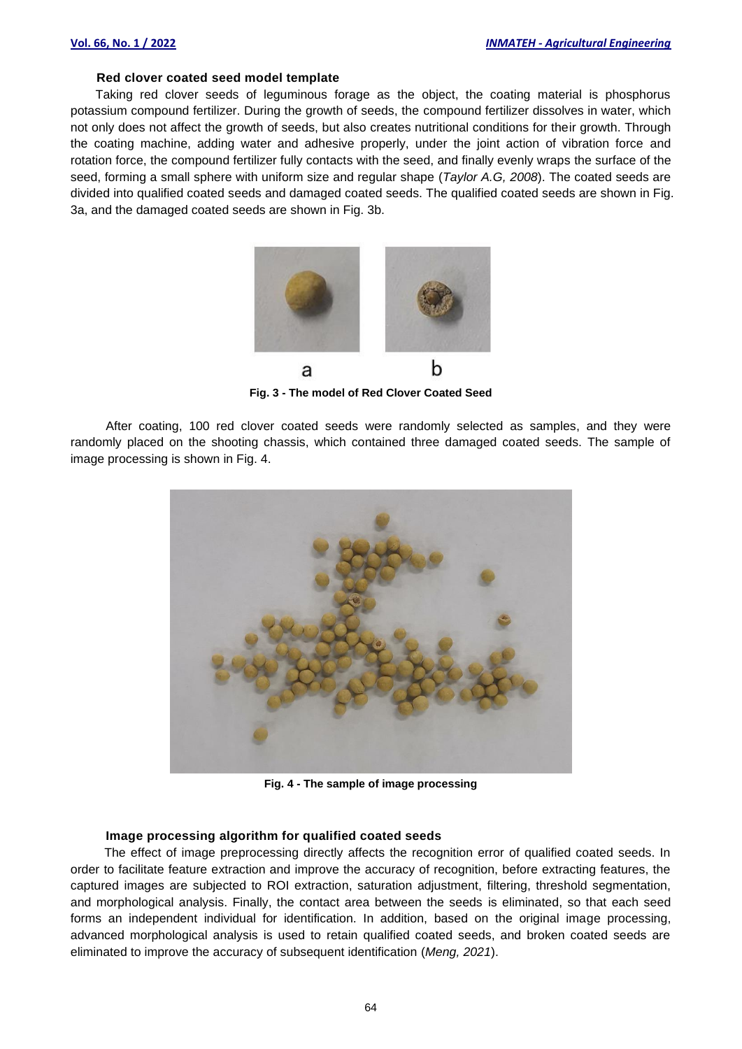### Red clover coated seed model template

Taking red clover seeds of leguminous forage as the object, the coating material is phosphorus potassium compound fertilizer. During the growth of seeds, the compound fertilizer dissolves in water, which not only does not affect the growth of seeds, but also creates nutritional conditions for their growth. Through the coating machine, adding water and adhesive properly, under the joint action of vibration force and rotation force, the compound fertilizer fully contacts with the seed, and finally evenly wraps the surface of the seed, forming a small sphere with uniform size and regular shape (*Taylor A.G, 2008*). The coated seeds are divided into qualified coated seeds and damaged coated seeds. The qualified coated seeds are shown in Fig. 3a, and the damaged coated seeds are shown in Fig. 3b.

a b

**Fig. 3 - The model of Red Clover Coated Seed**

After coating, 100 red clover coated seeds were randomly selected as samples, and they were randomly placed on the shooting chassis, which contained three damaged coated seeds. The sample of image processing is shown in Fig. 4.

**Fig. 4 - The sample of image processing**

### Image processing algorithm for qualified coated seeds

The effect of image preprocessing directly affects the recognition error of qualified coated seeds. In order to facilitate feature extraction and improve the accuracy of recognition, before extracting features, the captured images are subjected to ROI extraction, saturation adjustment, filtering, threshold segmentation, and morphological analysis. Finally, the contact area between the seeds is eliminated, so that each seed forms an independent individual for identification. In addition, based on the original image processing, advanced morphological analysis is used to retain qualified coated seeds, and broken coated seeds are eliminated to improve the accuracy of subsequent identification (*Meng, 2021*).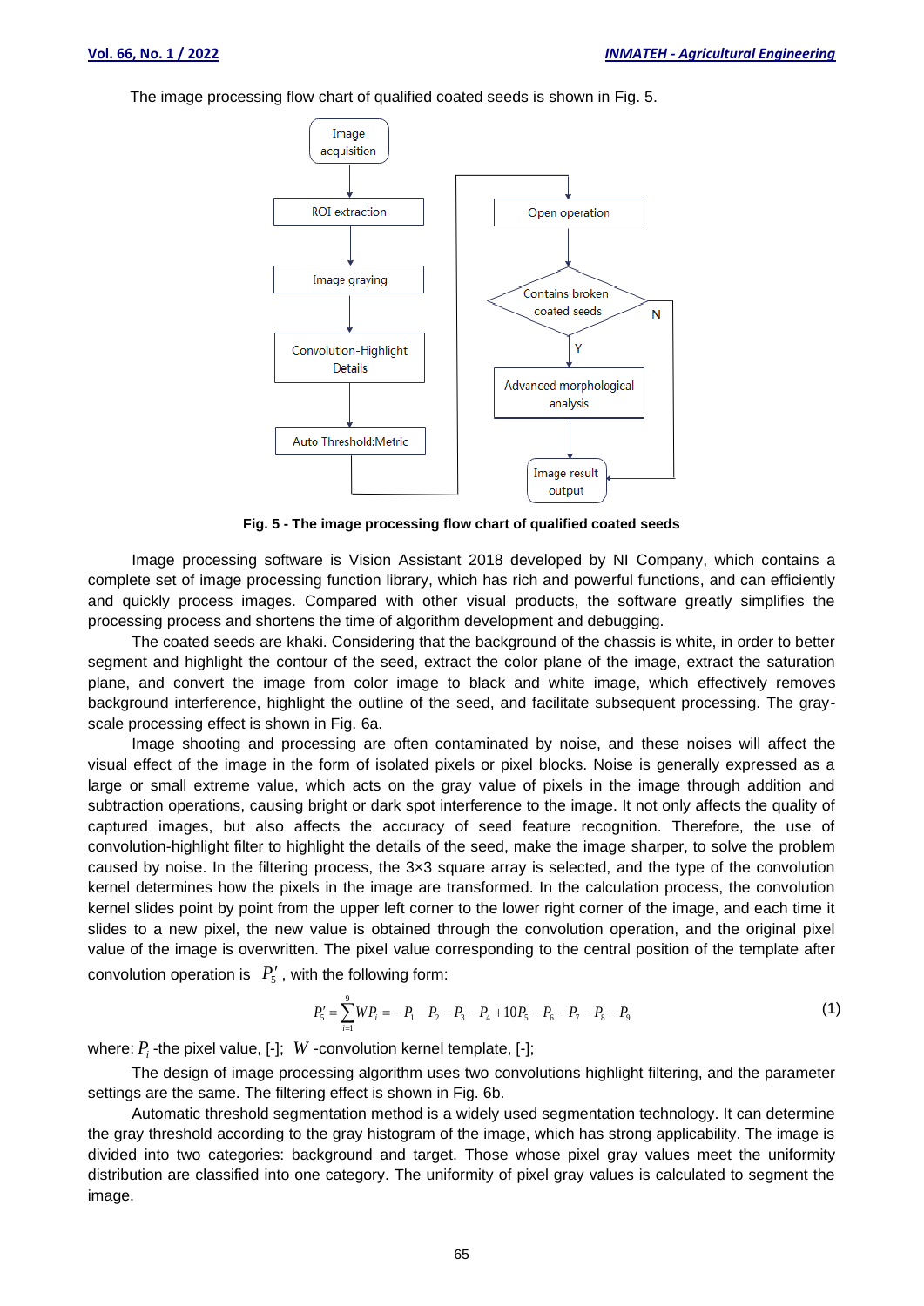The image processing flow chart of qualified coated seeds is shown in Fig. 5.

**Fig. 5 - The image processing flow chart of qualified coated seeds**

Image processing software is Vision Assistant 2018 developed by NI Company, which contains a complete set of image processing function library, which has rich and powerful functions, and can efficiently and quickly process images. Compared with other visual products, the software greatly simplifies the processing process and shortens the time of algorithm development and debugging.

The coated seeds are khaki. Considering that the background of the chassis is white, in order to better segment and highlight the contour of the seed, extract the color plane of the image, extract the saturation plane, and convert the image from color image to black and white image, which effectively removes background interference, highlight the outline of the seed, and facilitate subsequent processing. The gray-scale processing effect is shown in Fig. 6a.

Image shooting and processing are often contaminated by noise, and these noises will affect the visual effect of the image in the form of isolated pixels or pixel blocks. Noise is generally expressed as a large or small extreme value, which acts on the gray value of pixels in the image through addition and subtraction operations, causing bright or dark spot interference to the image. It not only affects the quality of captured images, but also affects the accuracy of seed feature recognition. Therefore, the use of convolution-highlight filter to highlight the details of the seed, make the image sharper, to solve the problem caused by noise. In the filtering process, the 3×3 square array is selected, and the type of the convolution kernel determines how the pixels in the image are transformed. In the calculation process, the convolution kernel slides point by point from the upper left corner to the lower right corner of the image, and each time it slides to a new pixel, the new value is obtained through the convolution operation, and the original pixel value of the image is overwritten. The pixel value corresponding to the central position of the template after convolution operation is $P_5'$, with the following form:

$$P_5' = \sum_{i=1}^{9} W P_i = -P_1 - P_2 - P_3 - P_4 + 10P_5 - P_6 - P_7 - P_8 - P_9 \tag{1}$$

where: $P_i$ -the pixel value, [-]; $W$ -convolution kernel template, [-];

The design of image processing algorithm uses two convolutions highlight filtering, and the parameter settings are the same. The filtering effect is shown in Fig. 6b.

Automatic threshold segmentation method is a widely used segmentation technology. It can determine the gray threshold according to the gray histogram of the image, which has strong applicability. The image is divided into two categories: background and target. Those whose pixel gray values meet the uniformity distribution are classified into one category. The uniformity of pixel gray values is calculated to segment the image.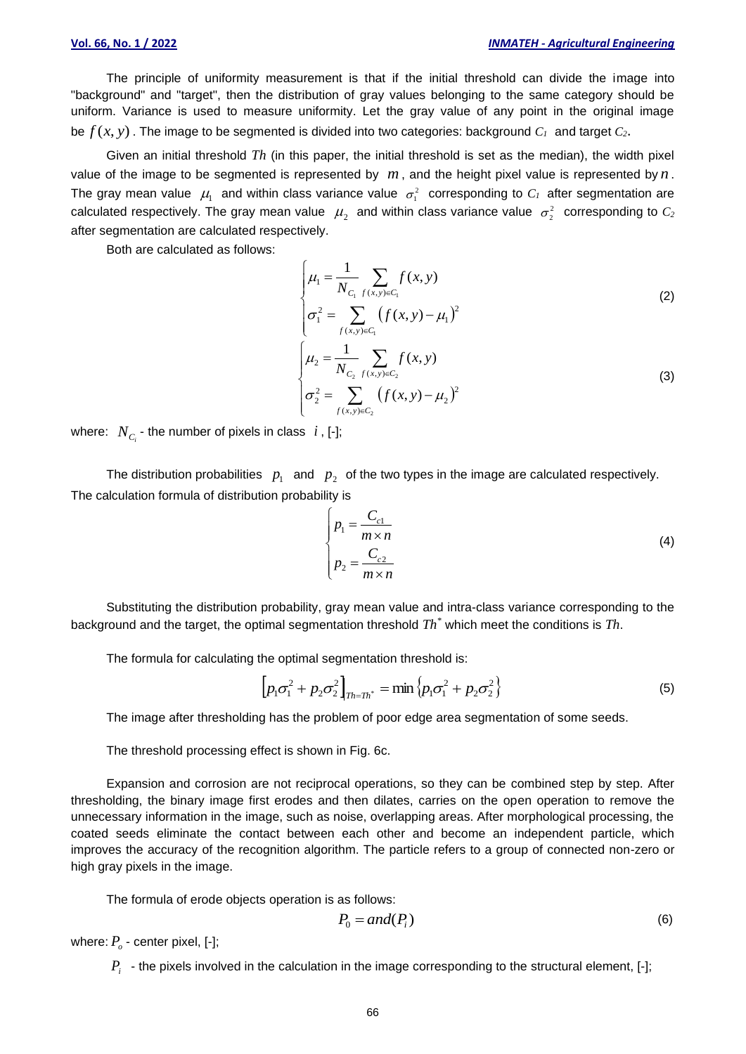The principle of uniformity measurement is that if the initial threshold can divide the image into "background" and "target", then the distribution of gray values belonging to the same category should be uniform. Variance is used to measure uniformity. Let the gray value of any point in the original image be $f(x, y)$. The image to be segmented is divided into two categories: background $C_1$ and target $C_2$.

Given an initial threshold $Th$ (in this paper, the initial threshold is set as the median), the width pixel value of the image to be segmented is represented by $m$, and the height pixel value is represented by $n$. The gray mean value $\mu_1$ and within class variance value $\sigma_1^2$ corresponding to $C_1$ after segmentation are calculated respectively. The gray mean value $\mu_2$ and within class variance value $\sigma_2^2$ corresponding to $C_2$ after segmentation are calculated respectively.

Both are calculated as follows:

$$\begin{cases} \mu_1 = \dfrac{1}{N_{C_1}} \displaystyle\sum_{f(x,y)\in C_1} f(x,y) \\ \sigma_1^2 = \displaystyle\sum_{f(x,y)\in C_1} \left(f(x,y) - \mu_1\right)^2 \end{cases} \tag{2}$$

$$\begin{cases} \mu_2 = \dfrac{1}{N_{C_2}} \displaystyle\sum_{f(x,y)\in C_2} f(x,y) \\ \sigma_2^2 = \displaystyle\sum_{f(x,y)\in C_2} \left(f(x,y) - \mu_2\right)^2 \end{cases} \tag{3}$$

where: $N_{C_i}$ - the number of pixels in class $i$, [-];

The distribution probabilities $p_1$ and $p_2$ of the two types in the image are calculated respectively. The calculation formula of distribution probability is

$$\begin{cases} p_1 = \dfrac{C_{c1}}{m \times n} \\ p_2 = \dfrac{C_{c2}}{m \times n} \end{cases} \tag{4}$$

Substituting the distribution probability, gray mean value and intra-class variance corresponding to the background and the target, the optimal segmentation threshold $Th^*$ which meet the conditions is $Th$.

The formula for calculating the optimal segmentation threshold is:

$$\left[p_1\sigma_1^2 + p_2\sigma_2^2\right]_{Th=Th^*} = \min\left\{p_1\sigma_1^2 + p_2\sigma_2^2\right\} \tag{5}$$

The image after thresholding has the problem of poor edge area segmentation of some seeds.

The threshold processing effect is shown in Fig. 6c.

Expansion and corrosion are not reciprocal operations, so they can be combined step by step. After thresholding, the binary image first erodes and then dilates, carries on the open operation to remove the unnecessary information in the image, such as noise, overlapping areas. After morphological processing, the coated seeds eliminate the contact between each other and become an independent particle, which improves the accuracy of the recognition algorithm. The particle refers to a group of connected non-zero or high gray pixels in the image.

The formula of erode objects operation is as follows:

$$P_0 = and(P_i) \tag{6}$$

where: $P_o$ - center pixel, [-];

$P_i$ - the pixels involved in the calculation in the image corresponding to the structural element, [-];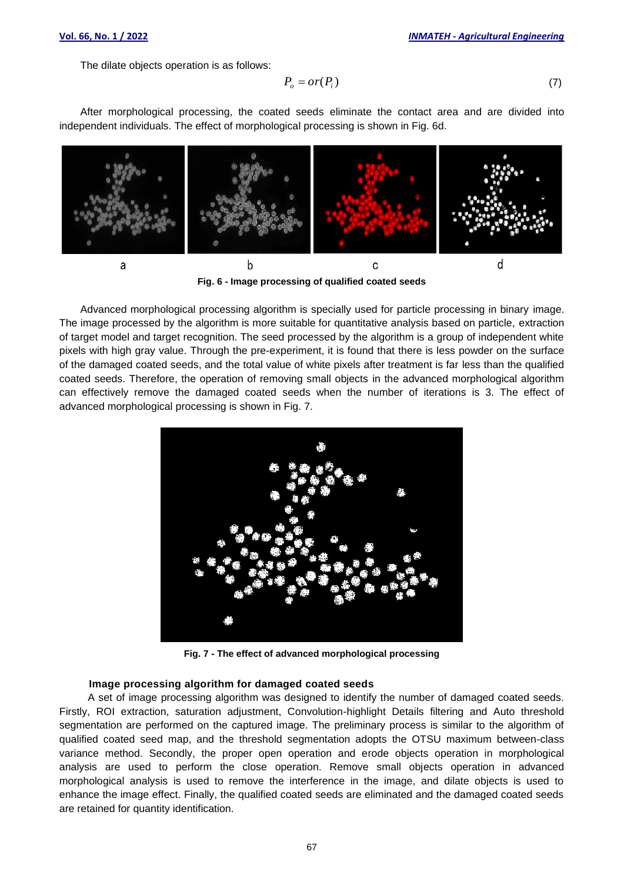The dilate objects operation is as follows:

$$P_o = or(P_i) \tag{7}$$

After morphological processing, the coated seeds eliminate the contact area and are divided into independent individuals. The effect of morphological processing is shown in Fig. 6d.

a　　b　　c　　d

**Fig. 6 - Image processing of qualified coated seeds**

Advanced morphological processing algorithm is specially used for particle processing in binary image. The image processed by the algorithm is more suitable for quantitative analysis based on particle, extraction of target model and target recognition. The seed processed by the algorithm is a group of independent white pixels with high gray value. Through the pre-experiment, it is found that there is less powder on the surface of the damaged coated seeds, and the total value of white pixels after treatment is far less than the qualified coated seeds. Therefore, the operation of removing small objects in the advanced morphological algorithm can effectively remove the damaged coated seeds when the number of iterations is 3. The effect of advanced morphological processing is shown in Fig. 7.

**Fig. 7 - The effect of advanced morphological processing**

### Image processing algorithm for damaged coated seeds

A set of image processing algorithm was designed to identify the number of damaged coated seeds. Firstly, ROI extraction, saturation adjustment, Convolution-highlight Details filtering and Auto threshold segmentation are performed on the captured image. The preliminary process is similar to the algorithm of qualified coated seed map, and the threshold segmentation adopts the OTSU maximum between-class variance method. Secondly, the proper open operation and erode objects operation in morphological analysis are used to perform the close operation. Remove small objects operation in advanced morphological analysis is used to remove the interference in the image, and dilate objects is used to enhance the image effect. Finally, the qualified coated seeds are eliminated and the damaged coated seeds are retained for quantity identification.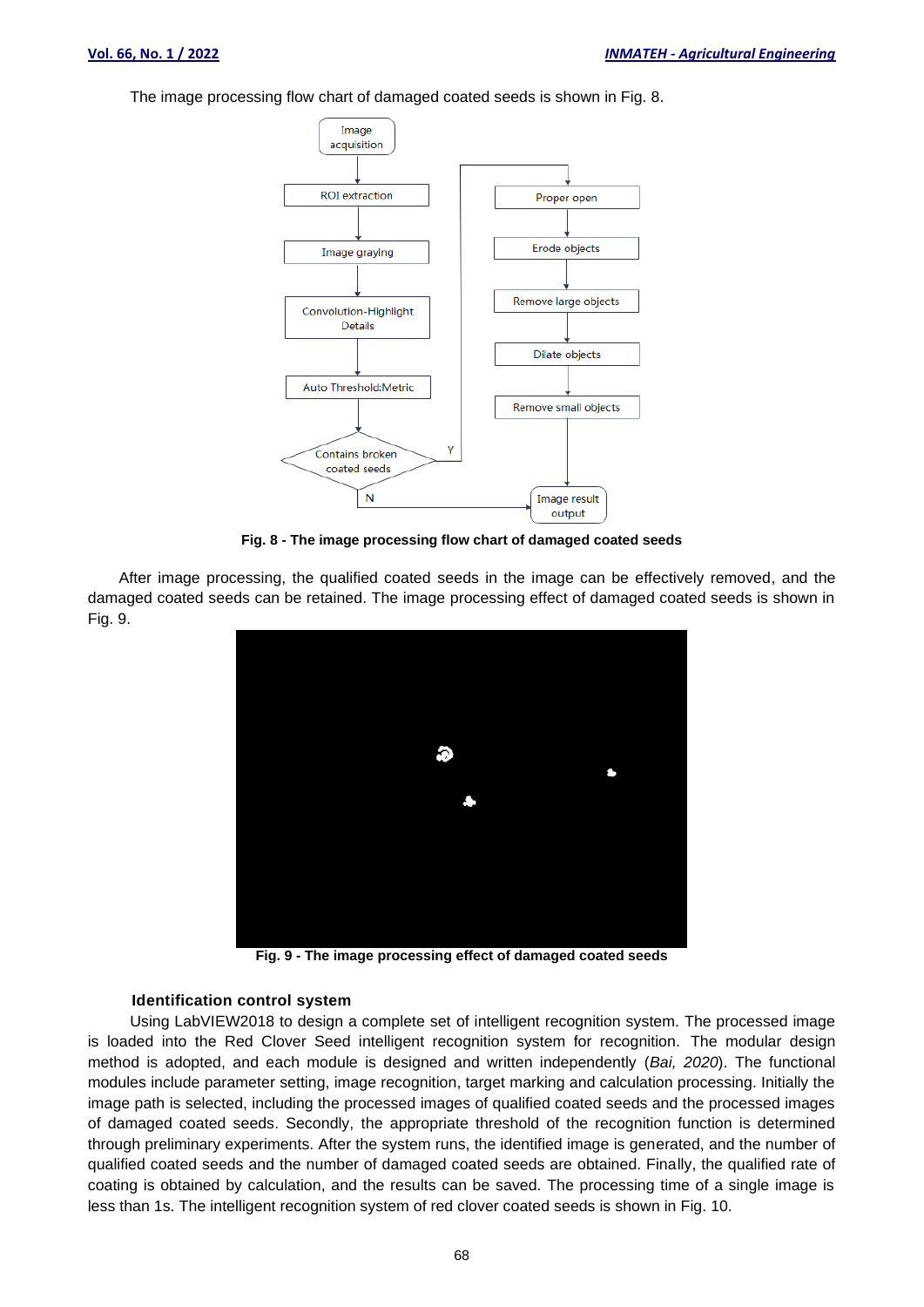The image processing flow chart of damaged coated seeds is shown in Fig. 8.

**Fig. 8 - The image processing flow chart of damaged coated seeds**

After image processing, the qualified coated seeds in the image can be effectively removed, and the damaged coated seeds can be retained. The image processing effect of damaged coated seeds is shown in Fig. 9.

**Fig. 9 - The image processing effect of damaged coated seeds**

#### Identification control system

Using LabVIEW2018 to design a complete set of intelligent recognition system. The processed image is loaded into the Red Clover Seed intelligent recognition system for recognition. The modular design method is adopted, and each module is designed and written independently (*Bai, 2020*). The functional modules include parameter setting, image recognition, target marking and calculation processing. Initially the image path is selected, including the processed images of qualified coated seeds and the processed images of damaged coated seeds. Secondly, the appropriate threshold of the recognition function is determined through preliminary experiments. After the system runs, the identified image is generated, and the number of qualified coated seeds and the number of damaged coated seeds are obtained. Finally, the qualified rate of coating is obtained by calculation, and the results can be saved. The processing time of a single image is less than 1s. The intelligent recognition system of red clover coated seeds is shown in Fig. 10.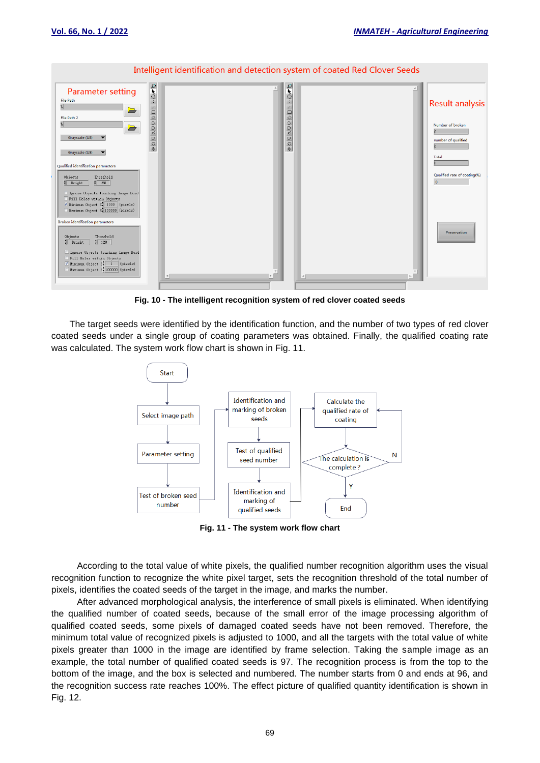Fig. 10 - The intelligent recognition system of red clover coated seeds

The target seeds were identified by the identification function, and the number of two types of red clover coated seeds under a single group of coating parameters was obtained. Finally, the qualified coating rate was calculated. The system work flow chart is shown in Fig. 11.

Fig. 11 - The system work flow chart

According to the total value of white pixels, the qualified number recognition algorithm uses the visual recognition function to recognize the white pixel target, sets the recognition threshold of the total number of pixels, identifies the coated seeds of the target in the image, and marks the number.

After advanced morphological analysis, the interference of small pixels is eliminated. When identifying the qualified number of coated seeds, because of the small error of the image processing algorithm of qualified coated seeds, some pixels of damaged coated seeds have not been removed. Therefore, the minimum total value of recognized pixels is adjusted to 1000, and all the targets with the total value of white pixels greater than 1000 in the image are identified by frame selection. Taking the sample image as an example, the total number of qualified coated seeds is 97. The recognition process is from the top to the bottom of the image, and the box is selected and numbered. The number starts from 0 and ends at 96, and the recognition success rate reaches 100%. The effect picture of qualified quantity identification is shown in Fig. 12.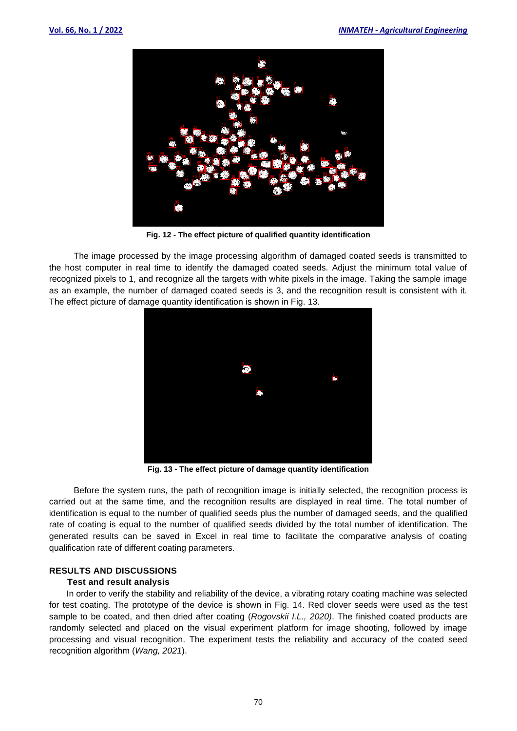Fig. 12 - The effect picture of qualified quantity identification

The image processed by the image processing algorithm of damaged coated seeds is transmitted to the host computer in real time to identify the damaged coated seeds. Adjust the minimum total value of recognized pixels to 1, and recognize all the targets with white pixels in the image. Taking the sample image as an example, the number of damaged coated seeds is 3, and the recognition result is consistent with it. The effect picture of damage quantity identification is shown in Fig. 13.

Fig. 13 - The effect picture of damage quantity identification

Before the system runs, the path of recognition image is initially selected, the recognition process is carried out at the same time, and the recognition results are displayed in real time. The total number of identification is equal to the number of qualified seeds plus the number of damaged seeds, and the qualified rate of coating is equal to the number of qualified seeds divided by the total number of identification. The generated results can be saved in Excel in real time to facilitate the comparative analysis of coating qualification rate of different coating parameters.

## RESULTS AND DISCUSSIONS

### Test and result analysis

In order to verify the stability and reliability of the device, a vibrating rotary coating machine was selected for test coating. The prototype of the device is shown in Fig. 14. Red clover seeds were used as the test sample to be coated, and then dried after coating (*Rogovskii I.L., 2020)*. The finished coated products are randomly selected and placed on the visual experiment platform for image shooting, followed by image processing and visual recognition. The experiment tests the reliability and accuracy of the coated seed recognition algorithm (*Wang, 2021*).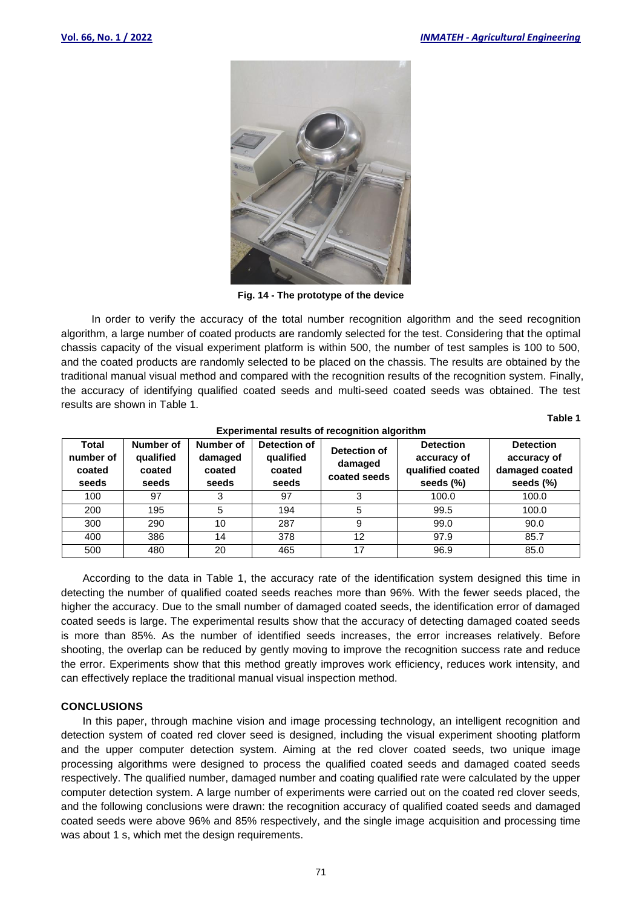Fig. 14 - The prototype of the device

In order to verify the accuracy of the total number recognition algorithm and the seed recognition algorithm, a large number of coated products are randomly selected for the test. Considering that the optimal chassis capacity of the visual experiment platform is within 500, the number of test samples is 100 to 500, and the coated products are randomly selected to be placed on the chassis. The results are obtained by the traditional manual visual method and compared with the recognition results of the recognition system. Finally, the accuracy of identifying qualified coated seeds and multi-seed coated seeds was obtained. The test results are shown in Table 1.

**Table 1**

**Experimental results of recognition algorithm**

| Total number of coated seeds | Number of qualified coated seeds | Number of damaged coated seeds | Detection of qualified coated seeds | Detection of damaged coated seeds | Detection accuracy of qualified coated seeds (%) | Detection accuracy of damaged coated seeds (%) |
|---|---|---|---|---|---|---|
| 100 | 97 | 3 | 97 | 3 | 100.0 | 100.0 |
| 200 | 195 | 5 | 194 | 5 | 99.5 | 100.0 |
| 300 | 290 | 10 | 287 | 9 | 99.0 | 90.0 |
| 400 | 386 | 14 | 378 | 12 | 97.9 | 85.7 |
| 500 | 480 | 20 | 465 | 17 | 96.9 | 85.0 |

According to the data in Table 1, the accuracy rate of the identification system designed this time in detecting the number of qualified coated seeds reaches more than 96%. With the fewer seeds placed, the higher the accuracy. Due to the small number of damaged coated seeds, the identification error of damaged coated seeds is large. The experimental results show that the accuracy of detecting damaged coated seeds is more than 85%. As the number of identified seeds increases, the error increases relatively. Before shooting, the overlap can be reduced by gently moving to improve the recognition success rate and reduce the error. Experiments show that this method greatly improves work efficiency, reduces work intensity, and can effectively replace the traditional manual visual inspection method.

## CONCLUSIONS

In this paper, through machine vision and image processing technology, an intelligent recognition and detection system of coated red clover seed is designed, including the visual experiment shooting platform and the upper computer detection system. Aiming at the red clover coated seeds, two unique image processing algorithms were designed to process the qualified coated seeds and damaged coated seeds respectively. The qualified number, damaged number and coating qualified rate were calculated by the upper computer detection system. A large number of experiments were carried out on the coated red clover seeds, and the following conclusions were drawn: the recognition accuracy of qualified coated seeds and damaged coated seeds were above 96% and 85% respectively, and the single image acquisition and processing time was about 1 s, which met the design requirements.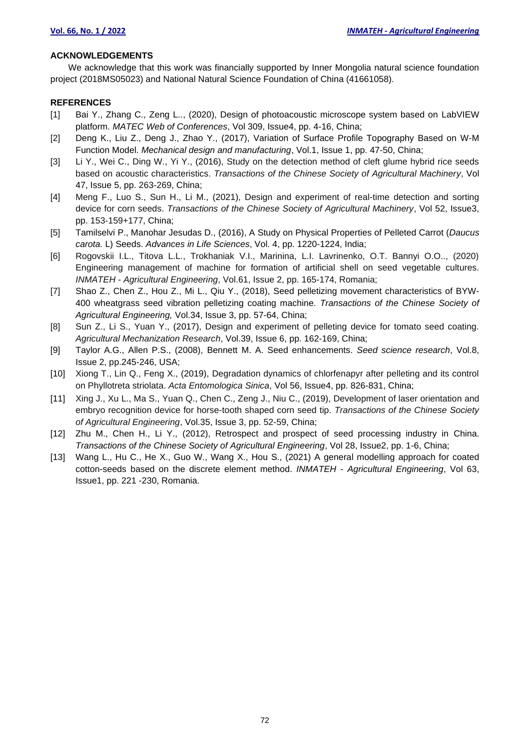### ACKNOWLEDGEMENTS

We acknowledge that this work was financially supported by Inner Mongolia natural science foundation project (2018MS05023) and National Natural Science Foundation of China (41661058).

### REFERENCES

[1] Bai Y., Zhang C., Zeng L.., (2020), Design of photoacoustic microscope system based on LabVIEW platform. *MATEC Web of Conferences*, Vol 309, Issue4, pp. 4-16, China;

[2] Deng K., Liu Z., Deng J., Zhao Y., (2017), Variation of Surface Profile Topography Based on W-M Function Model. *Mechanical design and manufacturing*, Vol.1, Issue 1, pp. 47-50, China;

[3] Li Y., Wei C., Ding W., Yi Y., (2016), Study on the detection method of cleft glume hybrid rice seeds based on acoustic characteristics. *Transactions of the Chinese Society of Agricultural Machinery*, Vol 47, Issue 5, pp. 263-269, China;

[4] Meng F., Luo S., Sun H., Li M., (2021), Design and experiment of real-time detection and sorting device for corn seeds. *Transactions of the Chinese Society of Agricultural Machinery*, Vol 52, Issue3, pp. 153-159+177, China;

[5] Tamilselvi P., Manohar Jesudas D., (2016), A Study on Physical Properties of Pelleted Carrot (*Daucus carota.* L) Seeds. *Advances in Life Sciences*, Vol. 4, pp. 1220-1224, India;

[6] Rogovskii I.L., Titova L.L., Trokhaniak V.I., Marinina, L.I. Lavrinenko, O.T. Bannyi O.O.., (2020) Engineering management of machine for formation of artificial shell on seed vegetable cultures. *INMATEH - Agricultural Engineering*, Vol.61, Issue 2, pp. 165-174, Romania;

[7] Shao Z., Chen Z., Hou Z., Mi L., Qiu Y., (2018), Seed pelletizing movement characteristics of BYW-400 wheatgrass seed vibration pelletizing coating machine. *Transactions of the Chinese Society of Agricultural Engineering,* Vol.34, Issue 3, pp. 57-64, China;

[8] Sun Z., Li S., Yuan Y., (2017), Design and experiment of pelleting device for tomato seed coating. *Agricultural Mechanization Research*, Vol.39, Issue 6, pp. 162-169, China;

[9] Taylor A.G., Allen P.S., (2008), Bennett M. A. Seed enhancements. *Seed science research*, Vol.8, Issue 2, pp.245-246, USA;

[10] Xiong T., Lin Q., Feng X., (2019), Degradation dynamics of chlorfenapyr after pelleting and its control on Phyllotreta striolata. *Acta Entomologica Sinica*, Vol 56, Issue4, pp. 826-831, China;

[11] Xing J., Xu L., Ma S., Yuan Q., Chen C., Zeng J., Niu C., (2019), Development of laser orientation and embryo recognition device for horse-tooth shaped corn seed tip. *Transactions of the Chinese Society of Agricultural Engineering*, Vol.35, Issue 3, pp. 52-59, China;

[12] Zhu M., Chen H., Li Y., (2012), Retrospect and prospect of seed processing industry in China. *Transactions of the Chinese Society of Agricultural Engineering*, Vol 28, Issue2, pp. 1-6, China;

[13] Wang L., Hu C., He X., Guo W., Wang X., Hou S., (2021) A general modelling approach for coated cotton-seeds based on the discrete element method. *INMATEH - Agricultural Engineering*, Vol 63, Issue1, pp. 221 -230, Romania.